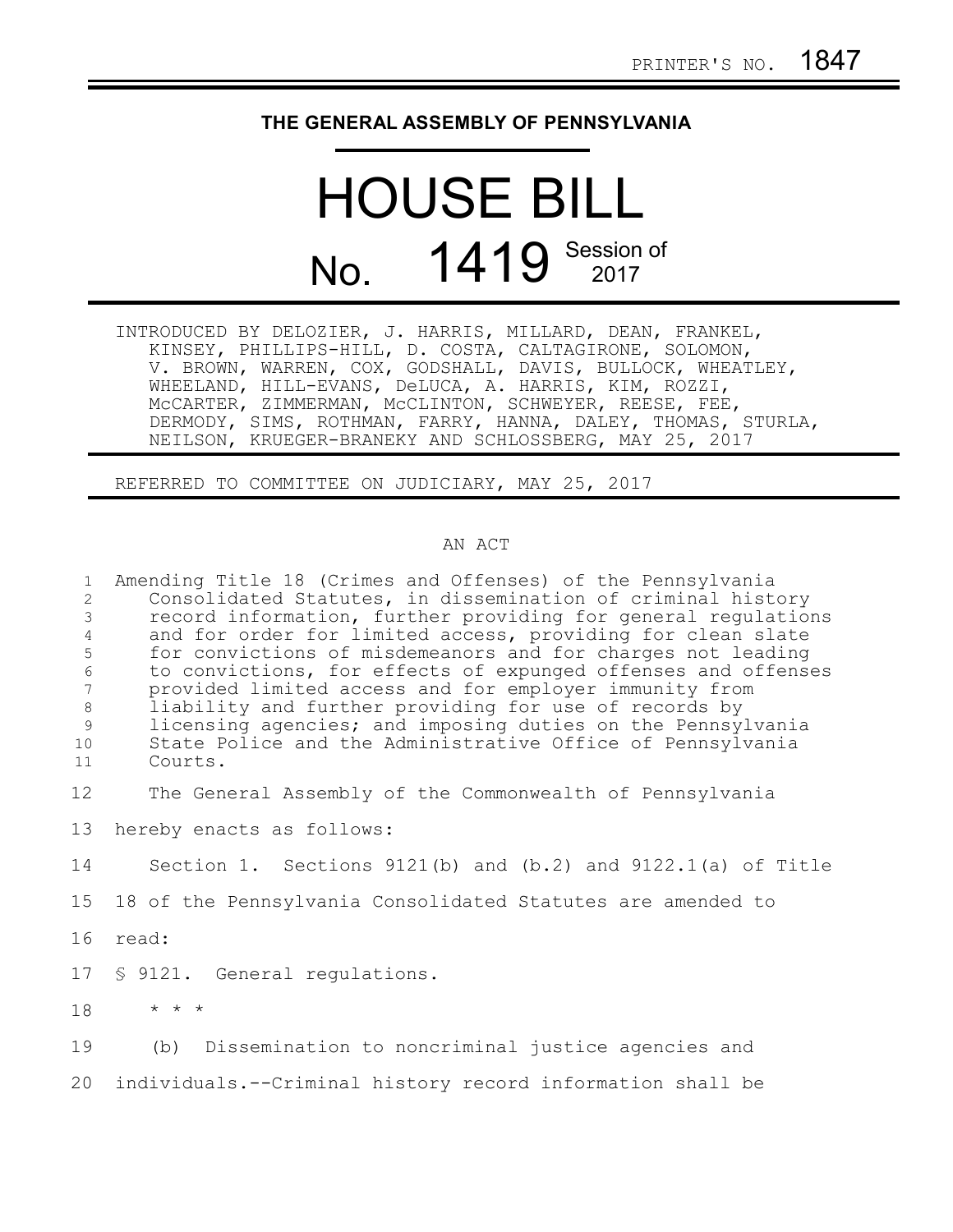PRINTER'S NO. 1847

# THE GENERAL ASSEMBLY OF PENNSYLVANIA

# HOUSE BILL

## No. 1419 Session of 2017

INTRODUCED BY DELOZIER, J. HARRIS, MILLARD, DEAN, FRANKEL, KINSEY, PHILLIPS-HILL, D. COSTA, CALTAGIRONE, SOLOMON, V. BROWN, WARREN, COX, GODSHALL, DAVIS, BULLOCK, WHEATLEY, WHEELAND, HILL-EVANS, DeLUCA, A. HARRIS, KIM, ROZZI, McCARTER, ZIMMERMAN, McCLINTON, SCHWEYER, REESE, FEE, DERMODY, SIMS, ROTHMAN, FARRY, HANNA, DALEY, THOMAS, STURLA, NEILSON, KRUEGER-BRANEKY AND SCHLOSSBERG, MAY 25, 2017

REFERRED TO COMMITTEE ON JUDICIARY, MAY 25, 2017

AN ACT

1 Amending Title 18 (Crimes and Offenses) of the Pennsylvania
2 Consolidated Statutes, in dissemination of criminal history
3 record information, further providing for general regulations
4 and for order for limited access, providing for clean slate
5 for convictions of misdemeanors and for charges not leading
6 to convictions, for effects of expunged offenses and offenses
7 provided limited access and for employer immunity from
8 liability and further providing for use of records by
9 licensing agencies; and imposing duties on the Pennsylvania
10 State Police and the Administrative Office of Pennsylvania
11 Courts.

12 The General Assembly of the Commonwealth of Pennsylvania
13 hereby enacts as follows:

14 Section 1. Sections 9121(b) and (b.2) and 9122.1(a) of Title
15 18 of the Pennsylvania Consolidated Statutes are amended to
16 read:

17 § 9121. General regulations.

18 * * *

19 (b) Dissemination to noncriminal justice agencies and
20 individuals.--Criminal history record information shall be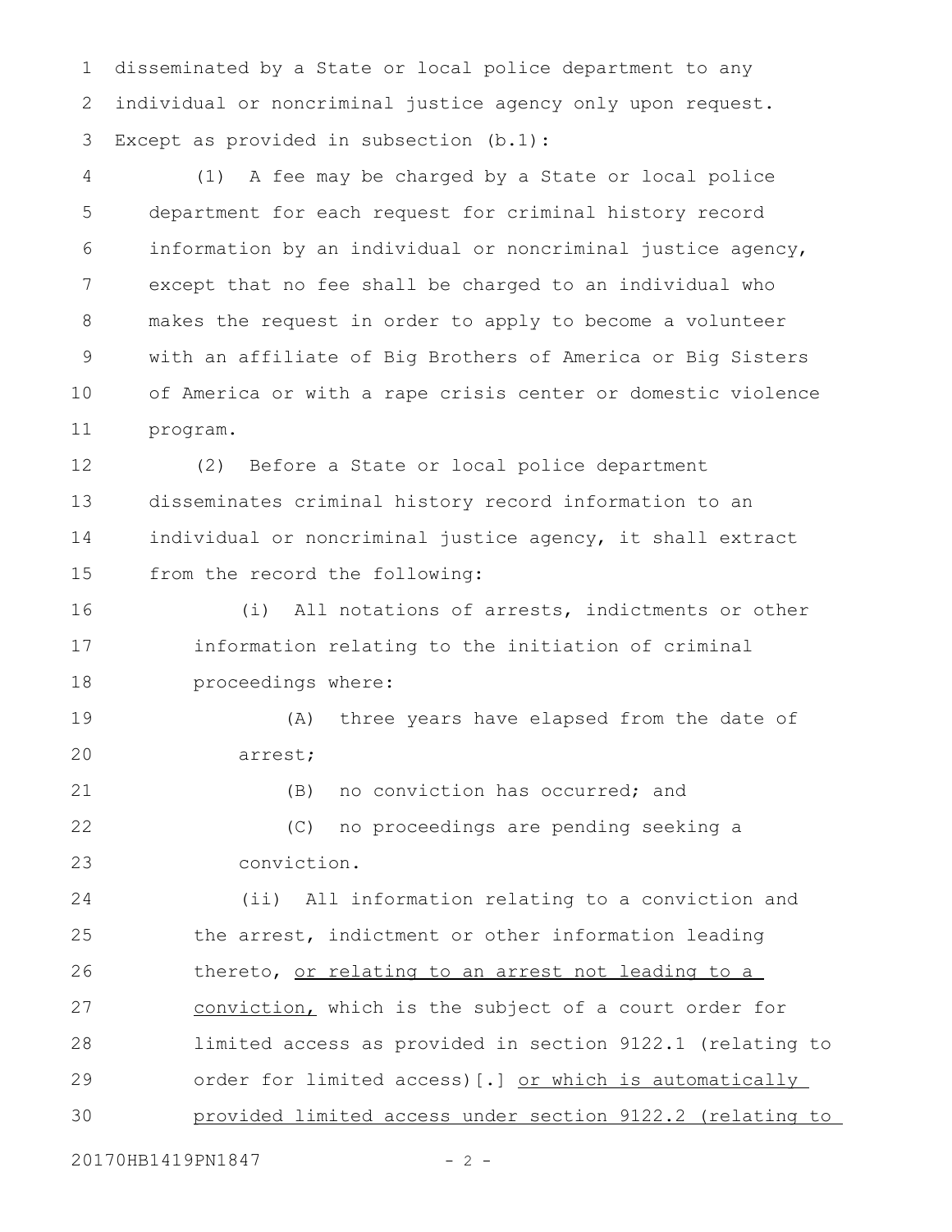disseminated by a State or local police department to any individual or noncriminal justice agency only upon request. Except as provided in subsection (b.1):

(1) A fee may be charged by a State or local police department for each request for criminal history record information by an individual or noncriminal justice agency, except that no fee shall be charged to an individual who makes the request in order to apply to become a volunteer with an affiliate of Big Brothers of America or Big Sisters of America or with a rape crisis center or domestic violence program.

(2) Before a State or local police department disseminates criminal history record information to an individual or noncriminal justice agency, it shall extract from the record the following:

(i) All notations of arrests, indictments or other information relating to the initiation of criminal proceedings where:

(A) three years have elapsed from the date of arrest;

(B) no conviction has occurred; and

(C) no proceedings are pending seeking a conviction.

(ii) All information relating to a conviction and the arrest, indictment or other information leading thereto, <u>or relating to an arrest not leading to a conviction,</u> which is the subject of a court order for limited access as provided in section 9122.1 (relating to order for limited access)[.] <u>or which is automatically provided limited access under section 9122.2 (relating to</u>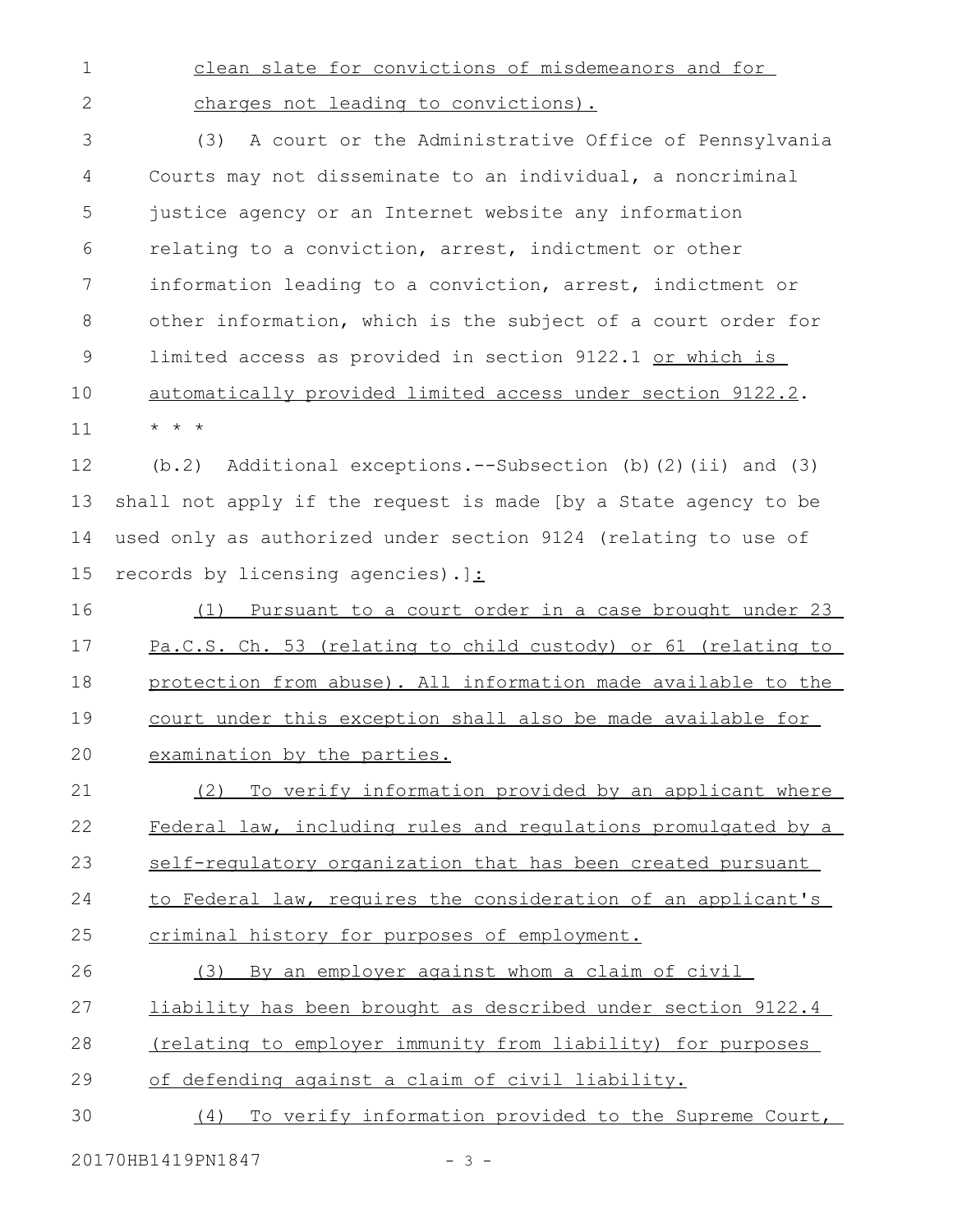clean slate for convictions of misdemeanors and for charges not leading to convictions).

(3) A court or the Administrative Office of Pennsylvania Courts may not disseminate to an individual, a noncriminal justice agency or an Internet website any information relating to a conviction, arrest, indictment or other information leading to a conviction, arrest, indictment or other information, which is the subject of a court order for limited access as provided in section 9122.1 or which is automatically provided limited access under section 9122.2.

* * *

(b.2) Additional exceptions.--Subsection (b)(2)(ii) and (3) shall not apply if the request is made [by a State agency to be used only as authorized under section 9124 (relating to use of records by licensing agencies).]:

(1) Pursuant to a court order in a case brought under 23 Pa.C.S. Ch. 53 (relating to child custody) or 61 (relating to protection from abuse). All information made available to the court under this exception shall also be made available for examination by the parties.

(2) To verify information provided by an applicant where Federal law, including rules and regulations promulgated by a self-regulatory organization that has been created pursuant to Federal law, requires the consideration of an applicant's criminal history for purposes of employment.

(3) By an employer against whom a claim of civil liability has been brought as described under section 9122.4 (relating to employer immunity from liability) for purposes of defending against a claim of civil liability.

(4) To verify information provided to the Supreme Court,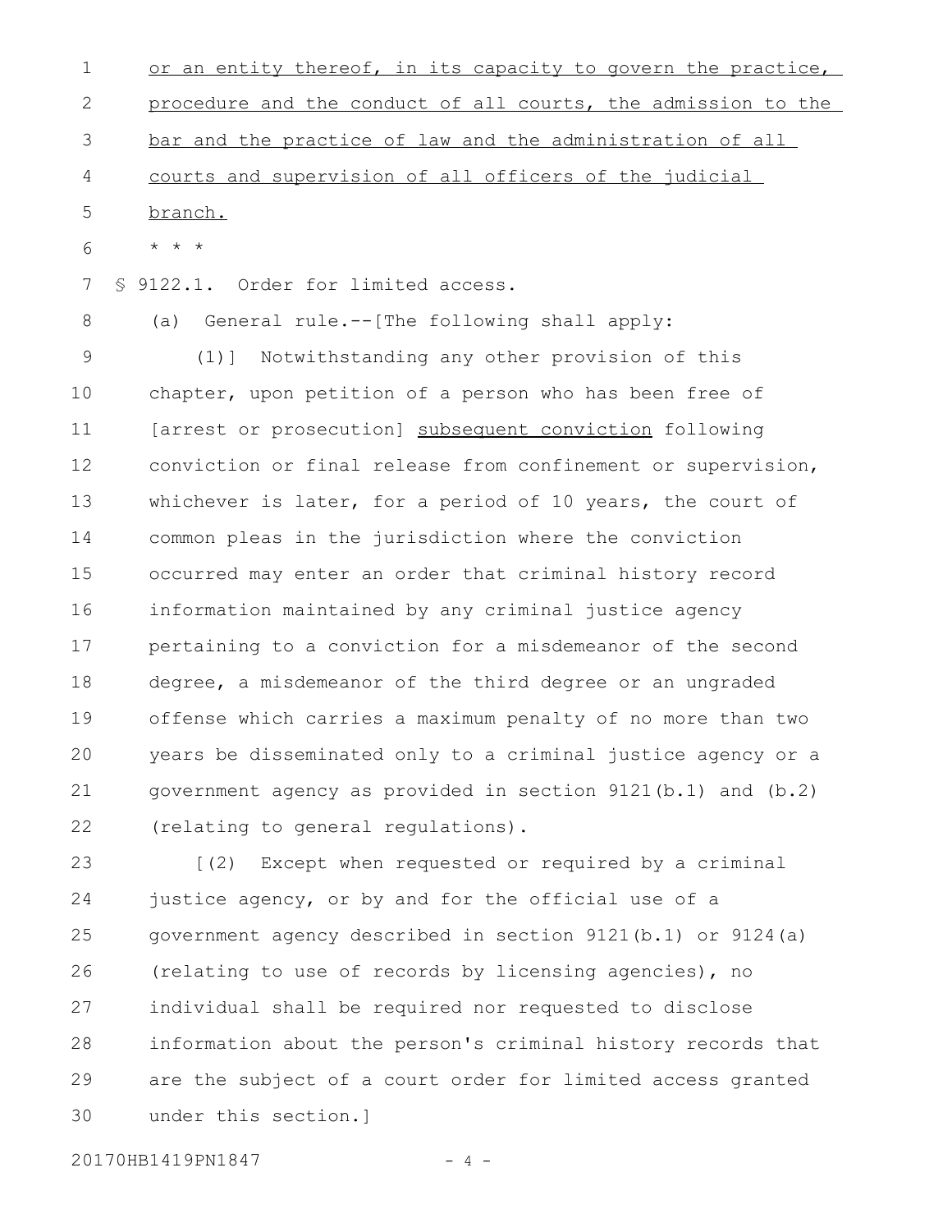or an entity thereof, in its capacity to govern the practice, procedure and the conduct of all courts, the admission to the bar and the practice of law and the administration of all courts and supervision of all officers of the judicial branch.

\* \* \*

§ 9122.1. Order for limited access.

(a) General rule.--[The following shall apply:

(1)] Notwithstanding any other provision of this chapter, upon petition of a person who has been free of [arrest or prosecution] subsequent conviction following conviction or final release from confinement or supervision, whichever is later, for a period of 10 years, the court of common pleas in the jurisdiction where the conviction occurred may enter an order that criminal history record information maintained by any criminal justice agency pertaining to a conviction for a misdemeanor of the second degree, a misdemeanor of the third degree or an ungraded offense which carries a maximum penalty of no more than two years be disseminated only to a criminal justice agency or a government agency as provided in section 9121(b.1) and (b.2) (relating to general regulations).

[(2) Except when requested or required by a criminal justice agency, or by and for the official use of a government agency described in section 9121(b.1) or 9124(a) (relating to use of records by licensing agencies), no individual shall be required nor requested to disclose information about the person's criminal history records that are the subject of a court order for limited access granted under this section.]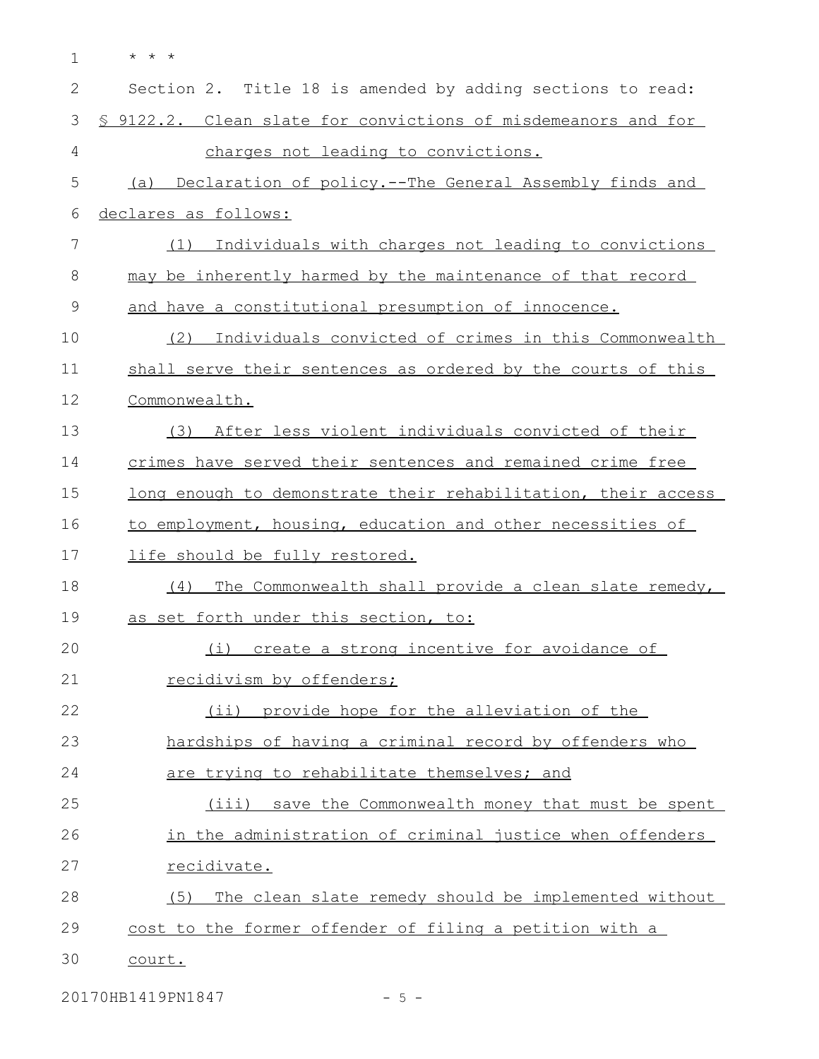* * *

Section 2. Title 18 is amended by adding sections to read:

§ 9122.2. Clean slate for convictions of misdemeanors and for charges not leading to convictions.

(a) Declaration of policy.--The General Assembly finds and declares as follows:

(1) Individuals with charges not leading to convictions may be inherently harmed by the maintenance of that record and have a constitutional presumption of innocence.

(2) Individuals convicted of crimes in this Commonwealth shall serve their sentences as ordered by the courts of this Commonwealth.

(3) After less violent individuals convicted of their crimes have served their sentences and remained crime free long enough to demonstrate their rehabilitation, their access to employment, housing, education and other necessities of life should be fully restored.

(4) The Commonwealth shall provide a clean slate remedy, as set forth under this section, to:

(i) create a strong incentive for avoidance of recidivism by offenders;

(ii) provide hope for the alleviation of the hardships of having a criminal record by offenders who are trying to rehabilitate themselves; and

(iii) save the Commonwealth money that must be spent in the administration of criminal justice when offenders recidivate.

(5) The clean slate remedy should be implemented without cost to the former offender of filing a petition with a court.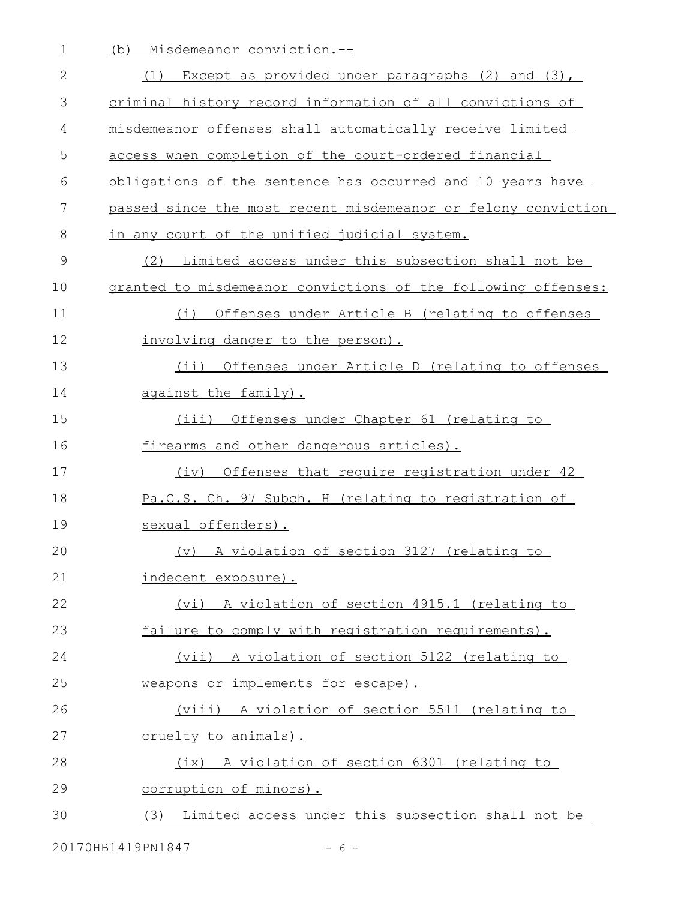(b) Misdemeanor conviction.--

(1) Except as provided under paragraphs (2) and (3), criminal history record information of all convictions of misdemeanor offenses shall automatically receive limited access when completion of the court-ordered financial obligations of the sentence has occurred and 10 years have passed since the most recent misdemeanor or felony conviction in any court of the unified judicial system.

(2) Limited access under this subsection shall not be granted to misdemeanor convictions of the following offenses:

(i) Offenses under Article B (relating to offenses involving danger to the person).

(ii) Offenses under Article D (relating to offenses against the family).

(iii) Offenses under Chapter 61 (relating to firearms and other dangerous articles).

(iv) Offenses that require registration under 42 Pa.C.S. Ch. 97 Subch. H (relating to registration of sexual offenders).

(v) A violation of section 3127 (relating to indecent exposure).

(vi) A violation of section 4915.1 (relating to failure to comply with registration requirements).

(vii) A violation of section 5122 (relating to weapons or implements for escape).

(viii) A violation of section 5511 (relating to cruelty to animals).

(ix) A violation of section 6301 (relating to corruption of minors).

(3) Limited access under this subsection shall not be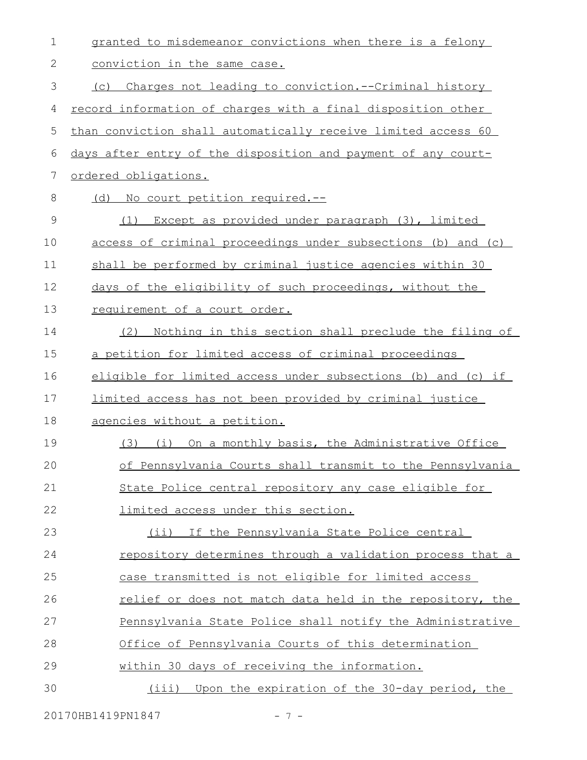granted to misdemeanor convictions when there is a felony conviction in the same case.

(c) Charges not leading to conviction.--Criminal history record information of charges with a final disposition other than conviction shall automatically receive limited access 60 days after entry of the disposition and payment of any court-ordered obligations.

(d) No court petition required.--

(1) Except as provided under paragraph (3), limited access of criminal proceedings under subsections (b) and (c) shall be performed by criminal justice agencies within 30 days of the eligibility of such proceedings, without the requirement of a court order.

(2) Nothing in this section shall preclude the filing of a petition for limited access of criminal proceedings eligible for limited access under subsections (b) and (c) if limited access has not been provided by criminal justice agencies without a petition.

(3) (i) On a monthly basis, the Administrative Office of Pennsylvania Courts shall transmit to the Pennsylvania State Police central repository any case eligible for limited access under this section.

(ii) If the Pennsylvania State Police central repository determines through a validation process that a case transmitted is not eligible for limited access relief or does not match data held in the repository, the Pennsylvania State Police shall notify the Administrative Office of Pennsylvania Courts of this determination within 30 days of receiving the information.

(iii) Upon the expiration of the 30-day period, the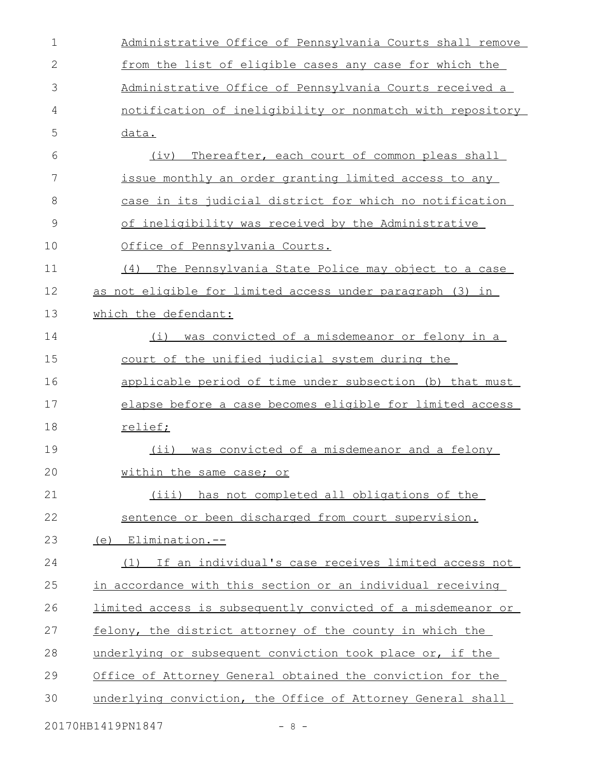Administrative Office of Pennsylvania Courts shall remove from the list of eligible cases any case for which the Administrative Office of Pennsylvania Courts received a notification of ineligibility or nonmatch with repository data.

(iv) Thereafter, each court of common pleas shall issue monthly an order granting limited access to any case in its judicial district for which no notification of ineligibility was received by the Administrative Office of Pennsylvania Courts.

(4) The Pennsylvania State Police may object to a case as not eligible for limited access under paragraph (3) in which the defendant:

(i) was convicted of a misdemeanor or felony in a court of the unified judicial system during the applicable period of time under subsection (b) that must elapse before a case becomes eligible for limited access relief;

(ii) was convicted of a misdemeanor and a felony within the same case; or

(iii) has not completed all obligations of the sentence or been discharged from court supervision.

(e) Elimination.--

(1) If an individual's case receives limited access not in accordance with this section or an individual receiving limited access is subsequently convicted of a misdemeanor or felony, the district attorney of the county in which the underlying or subsequent conviction took place or, if the Office of Attorney General obtained the conviction for the underlying conviction, the Office of Attorney General shall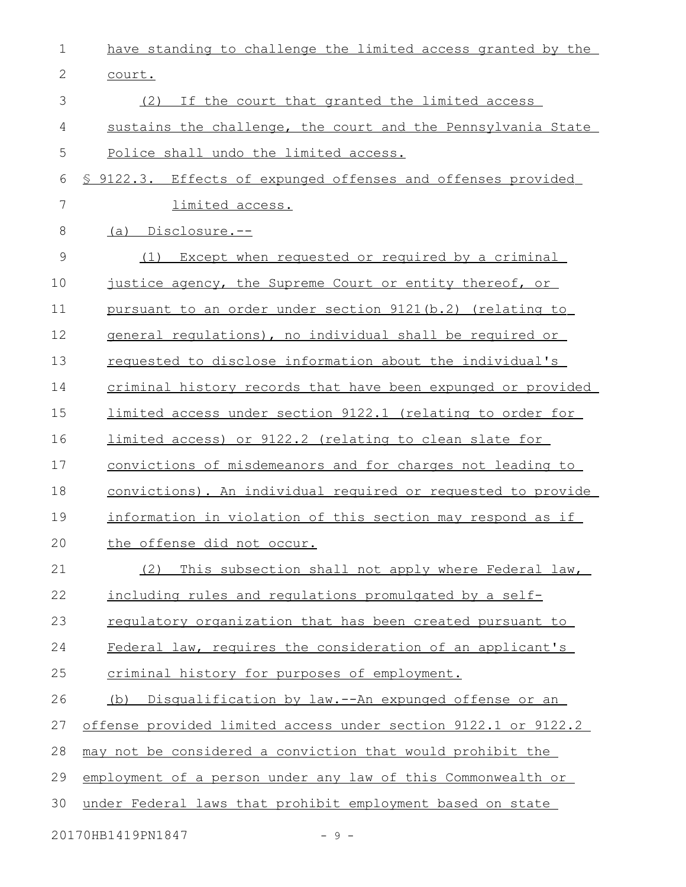have standing to challenge the limited access granted by the court.

(2) If the court that granted the limited access sustains the challenge, the court and the Pennsylvania State Police shall undo the limited access.

§ 9122.3. Effects of expunged offenses and offenses provided limited access.

(a) Disclosure.--

(1) Except when requested or required by a criminal justice agency, the Supreme Court or entity thereof, or pursuant to an order under section 9121(b.2) (relating to general regulations), no individual shall be required or requested to disclose information about the individual's criminal history records that have been expunged or provided limited access under section 9122.1 (relating to order for limited access) or 9122.2 (relating to clean slate for convictions of misdemeanors and for charges not leading to convictions). An individual required or requested to provide information in violation of this section may respond as if the offense did not occur.

(2) This subsection shall not apply where Federal law, including rules and regulations promulgated by a self-regulatory organization that has been created pursuant to Federal law, requires the consideration of an applicant's criminal history for purposes of employment.

(b) Disqualification by law.--An expunged offense or an offense provided limited access under section 9122.1 or 9122.2 may not be considered a conviction that would prohibit the employment of a person under any law of this Commonwealth or under Federal laws that prohibit employment based on state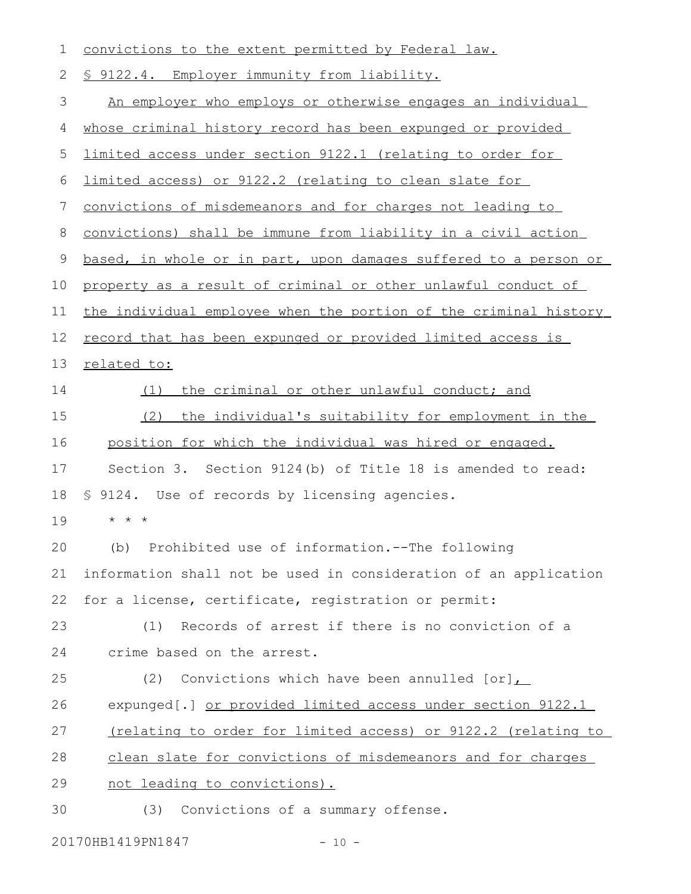convictions to the extent permitted by Federal law.

§ 9122.4. Employer immunity from liability.

An employer who employs or otherwise engages an individual whose criminal history record has been expunged or provided limited access under section 9122.1 (relating to order for limited access) or 9122.2 (relating to clean slate for convictions of misdemeanors and for charges not leading to convictions) shall be immune from liability in a civil action based, in whole or in part, upon damages suffered to a person or property as a result of criminal or other unlawful conduct of the individual employee when the portion of the criminal history record that has been expunged or provided limited access is related to:

(1) the criminal or other unlawful conduct; and

(2) the individual's suitability for employment in the position for which the individual was hired or engaged.

Section 3. Section 9124(b) of Title 18 is amended to read:

§ 9124. Use of records by licensing agencies.

\* \* \*

(b) Prohibited use of information.--The following information shall not be used in consideration of an application for a license, certificate, registration or permit:

(1) Records of arrest if there is no conviction of a crime based on the arrest.

(2) Convictions which have been annulled [or], expunged[.] or provided limited access under section 9122.1 (relating to order for limited access) or 9122.2 (relating to clean slate for convictions of misdemeanors and for charges not leading to convictions).

(3) Convictions of a summary offense.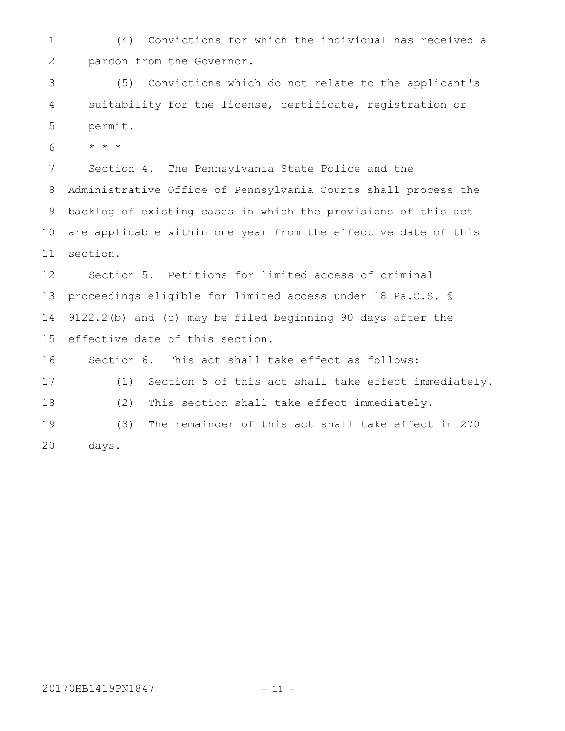(4) Convictions for which the individual has received a pardon from the Governor.

(5) Convictions which do not relate to the applicant's suitability for the license, certificate, registration or permit.

* * *

Section 4. The Pennsylvania State Police and the Administrative Office of Pennsylvania Courts shall process the backlog of existing cases in which the provisions of this act are applicable within one year from the effective date of this section.

Section 5. Petitions for limited access of criminal proceedings eligible for limited access under 18 Pa.C.S. § 9122.2(b) and (c) may be filed beginning 90 days after the effective date of this section.

Section 6. This act shall take effect as follows:

(1) Section 5 of this act shall take effect immediately.

(2) This section shall take effect immediately.

(3) The remainder of this act shall take effect in 270 days.